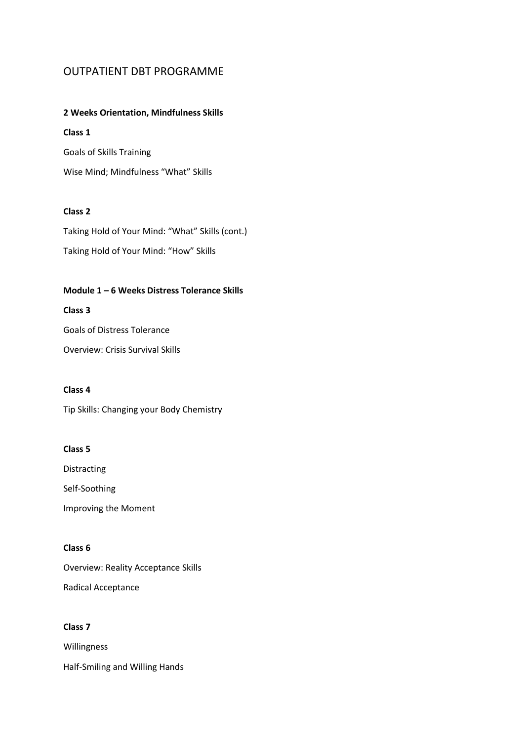# OUTPATIENT DBT PROGRAMME

**2 Weeks Orientation, Mindfulness Skills**

**Class 1**

Goals of Skills Training

Wise Mind; Mindfulness "What" Skills

**Class 2**

Taking Hold of Your Mind: "What" Skills (cont.)

Taking Hold of Your Mind: "How" Skills

**Module 1 – 6 Weeks Distress Tolerance Skills**

**Class 3**

Goals of Distress Tolerance

Overview: Crisis Survival Skills

**Class 4**

Tip Skills: Changing your Body Chemistry

**Class 5**

Distracting

Self-Soothing

Improving the Moment

**Class 6**

Overview: Reality Acceptance Skills

Radical Acceptance

**Class 7**

Willingness

Half-Smiling and Willing Hands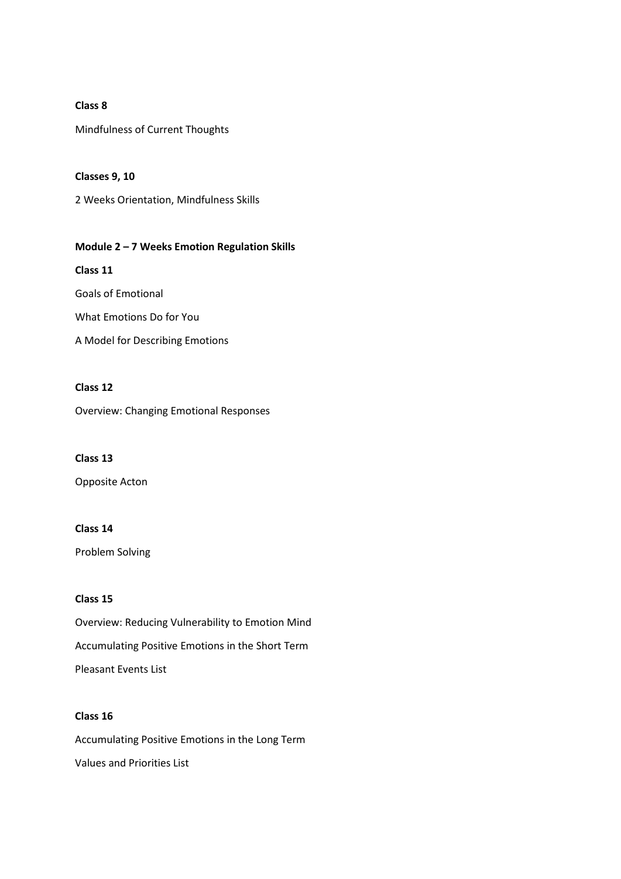**Class 8**

Mindfulness of Current Thoughts

**Classes 9, 10**

2 Weeks Orientation, Mindfulness Skills

**Module 2 – 7 Weeks Emotion Regulation Skills**

**Class 11**

Goals of Emotional

What Emotions Do for You

A Model for Describing Emotions

**Class 12**

Overview: Changing Emotional Responses

**Class 13**

Opposite Acton

**Class 14**

Problem Solving

**Class 15**

Overview: Reducing Vulnerability to Emotion Mind

Accumulating Positive Emotions in the Short Term

Pleasant Events List

**Class 16**

Accumulating Positive Emotions in the Long Term

Values and Priorities List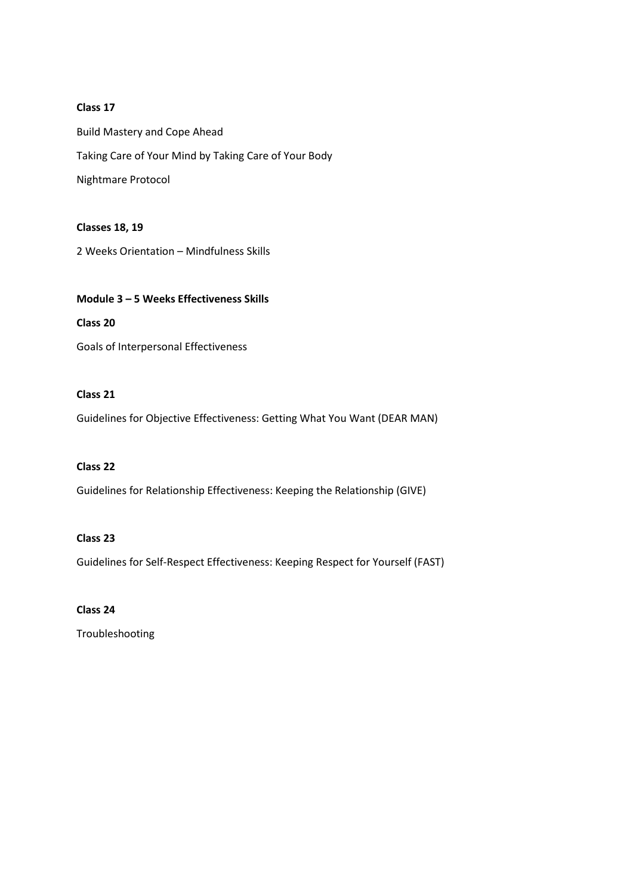**Class 17**

Build Mastery and Cope Ahead

Taking Care of Your Mind by Taking Care of Your Body

Nightmare Protocol

**Classes 18, 19**

2 Weeks Orientation – Mindfulness Skills

**Module 3 – 5 Weeks Effectiveness Skills**

**Class 20**

Goals of Interpersonal Effectiveness

**Class 21**

Guidelines for Objective Effectiveness: Getting What You Want (DEAR MAN)

**Class 22**

Guidelines for Relationship Effectiveness: Keeping the Relationship (GIVE)

**Class 23**

Guidelines for Self-Respect Effectiveness: Keeping Respect for Yourself (FAST)

**Class 24**

Troubleshooting